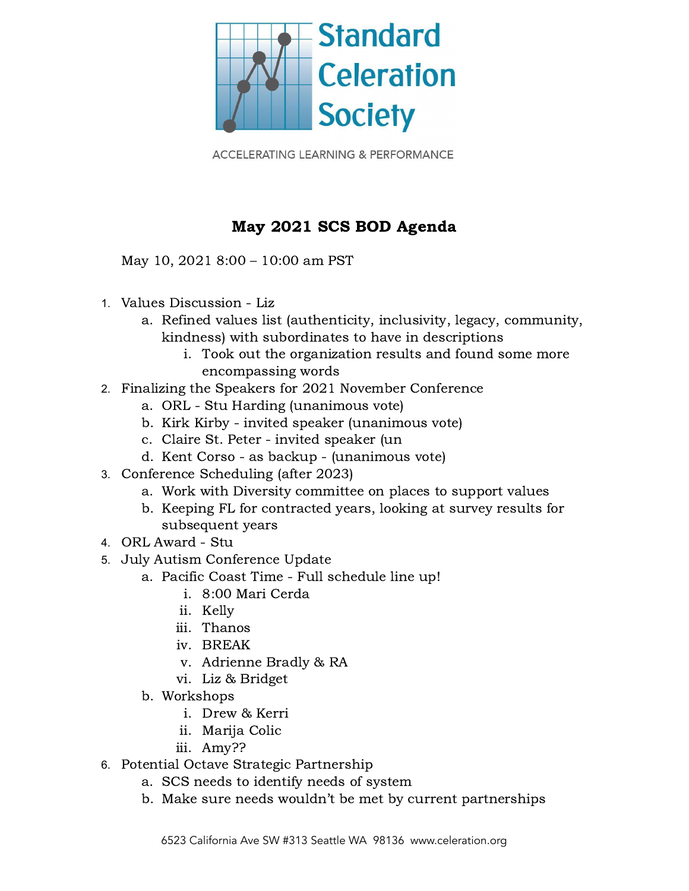Standard Celeration Society

ACCELERATING LEARNING & PERFORMANCE

# May 2021 SCS BOD Agenda

May 10, 2021 8:00 – 10:00 am PST

1. Values Discussion - Liz
   a. Refined values list (authenticity, inclusivity, legacy, community, kindness) with subordinates to have in descriptions
      i. Took out the organization results and found some more encompassing words
2. Finalizing the Speakers for 2021 November Conference
   a. ORL - Stu Harding (unanimous vote)
   b. Kirk Kirby - invited speaker (unanimous vote)
   c. Claire St. Peter - invited speaker (un
   d. Kent Corso - as backup - (unanimous vote)
3. Conference Scheduling (after 2023)
   a. Work with Diversity committee on places to support values
   b. Keeping FL for contracted years, looking at survey results for subsequent years
4. ORL Award - Stu
5. July Autism Conference Update
   a. Pacific Coast Time - Full schedule line up!
      i. 8:00 Mari Cerda
      ii. Kelly
      iii. Thanos
      iv. BREAK
      v. Adrienne Bradly & RA
      vi. Liz & Bridget
   b. Workshops
      i. Drew & Kerri
      ii. Marija Colic
      iii. Amy??
6. Potential Octave Strategic Partnership
   a. SCS needs to identify needs of system
   b. Make sure needs wouldn't be met by current partnerships

6523 California Ave SW #313 Seattle WA 98136 www.celeration.org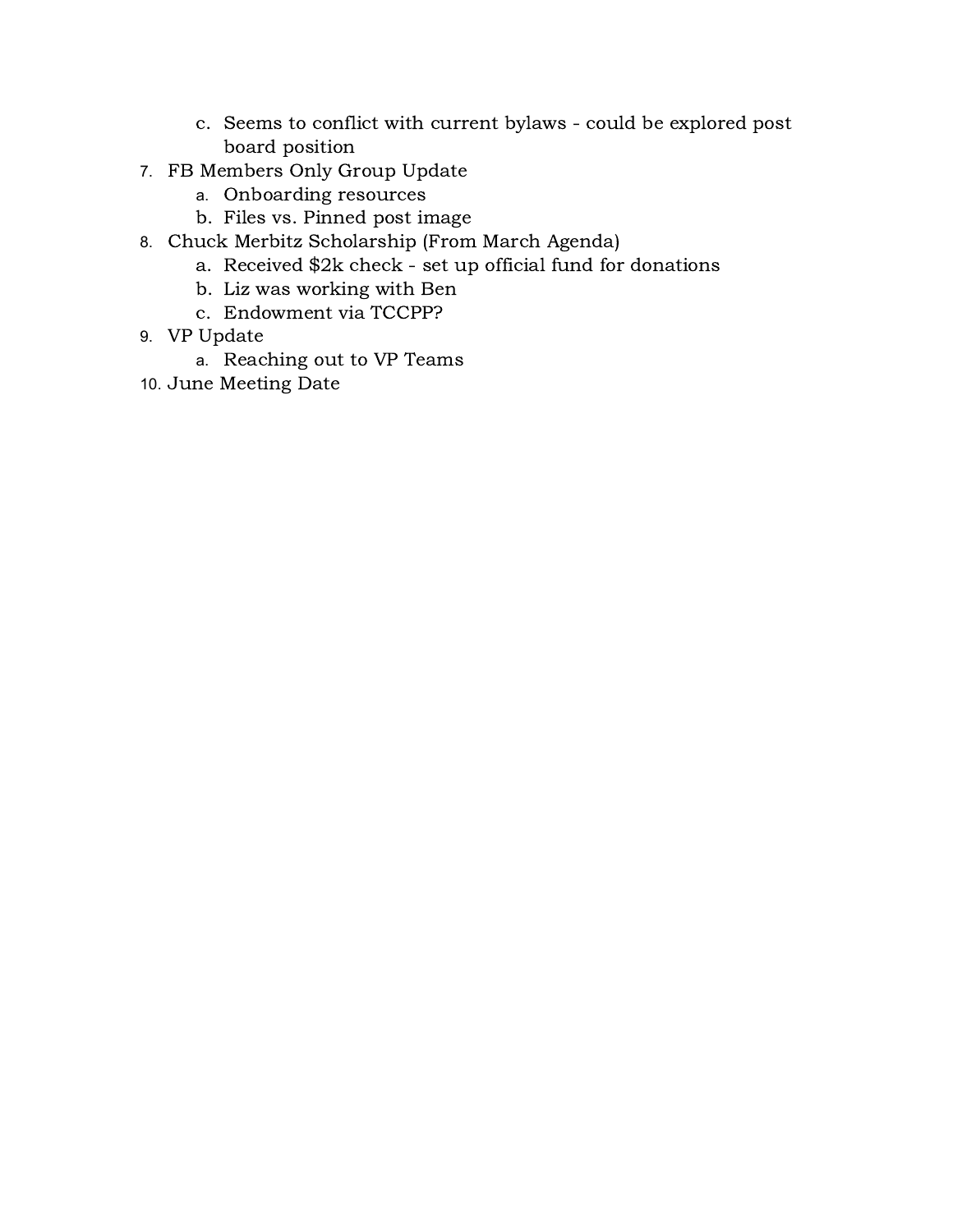c. Seems to conflict with current bylaws - could be explored post board position

7. FB Members Only Group Update
   a. Onboarding resources
   b. Files vs. Pinned post image
8. Chuck Merbitz Scholarship (From March Agenda)
   a. Received $2k check - set up official fund for donations
   b. Liz was working with Ben
   c. Endowment via TCCPP?
9. VP Update
   a. Reaching out to VP Teams
10. June Meeting Date